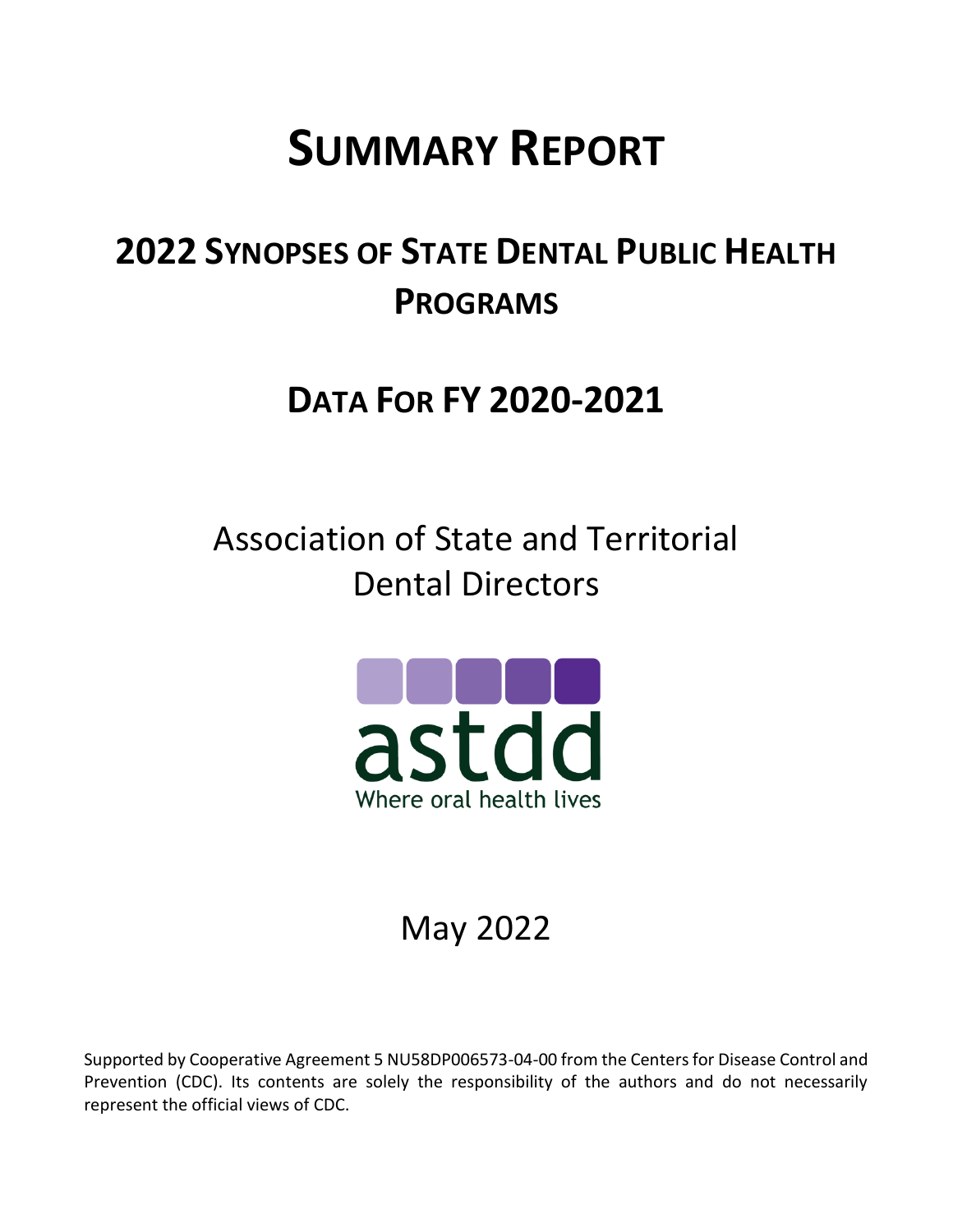# SUMMARY REPORT

## 2022 SYNOPSES OF STATE DENTAL PUBLIC HEALTH PROGRAMS

## DATA FOR FY 2020-2021

Association of State and Territorial Dental Directors

astdd

Where oral health lives

May 2022

Supported by Cooperative Agreement 5 NU58DP006573-04-00 from the Centers for Disease Control and Prevention (CDC). Its contents are solely the responsibility of the authors and do not necessarily represent the official views of CDC.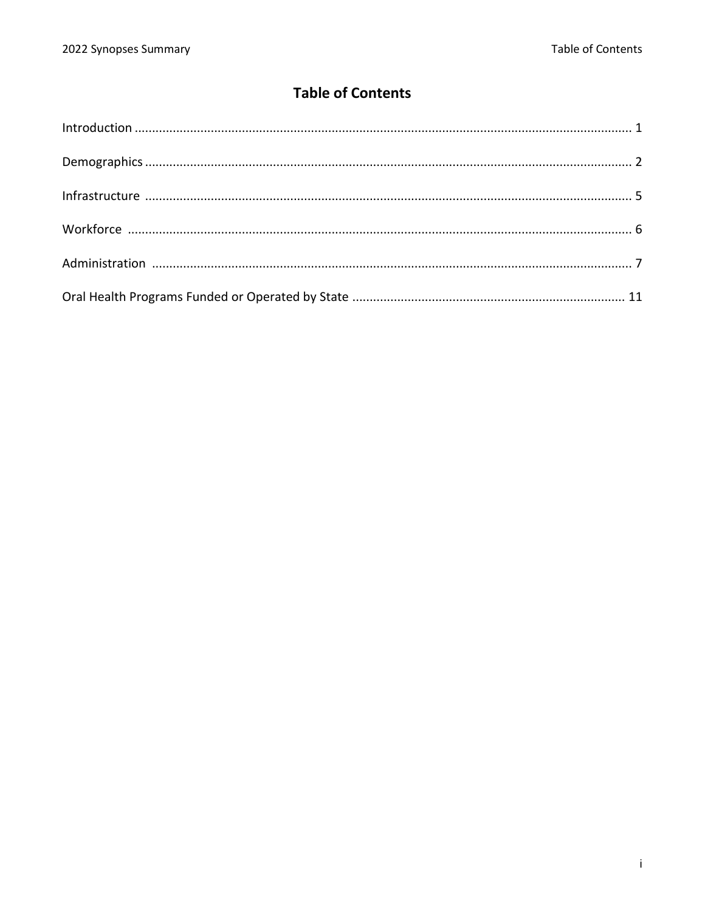# Table of Contents

Introduction ........................................................................................................................................ 1

Demographics ..................................................................................................................................... 2

Infrastructure ...................................................................................................................................... 5

Workforce ........................................................................................................................................... 6

Administration .................................................................................................................................... 7

Oral Health Programs Funded or Operated by State ........................................................................ 11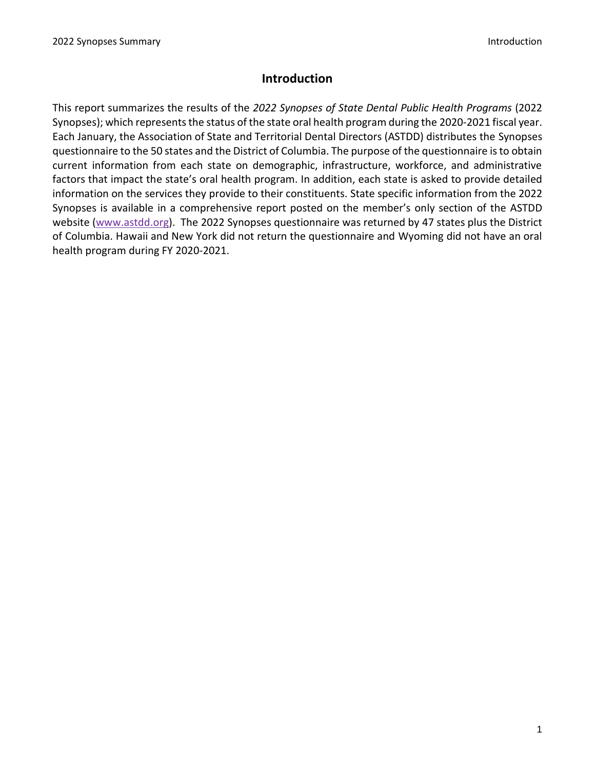# Introduction

This report summarizes the results of the *2022 Synopses of State Dental Public Health Programs* (2022 Synopses); which represents the status of the state oral health program during the 2020-2021 fiscal year. Each January, the Association of State and Territorial Dental Directors (ASTDD) distributes the Synopses questionnaire to the 50 states and the District of Columbia. The purpose of the questionnaire is to obtain current information from each state on demographic, infrastructure, workforce, and administrative factors that impact the state's oral health program. In addition, each state is asked to provide detailed information on the services they provide to their constituents. State specific information from the 2022 Synopses is available in a comprehensive report posted on the member's only section of the ASTDD website ([www.astdd.org](http://www.astdd.org)). The 2022 Synopses questionnaire was returned by 47 states plus the District of Columbia. Hawaii and New York did not return the questionnaire and Wyoming did not have an oral health program during FY 2020-2021.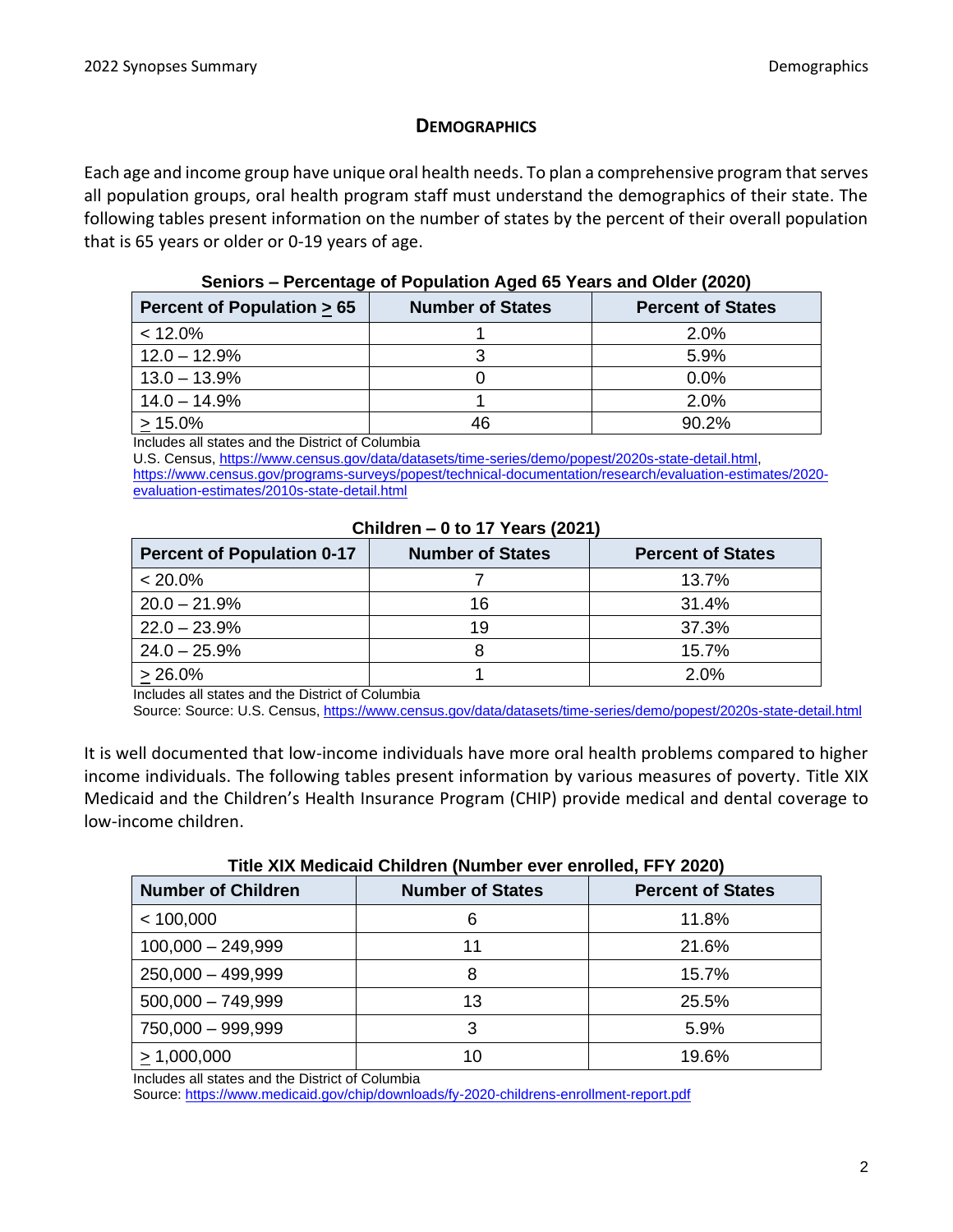# DEMOGRAPHICS

Each age and income group have unique oral health needs. To plan a comprehensive program that serves all population groups, oral health program staff must understand the demographics of their state. The following tables present information on the number of states by the percent of their overall population that is 65 years or older or 0-19 years of age.

**Seniors – Percentage of Population Aged 65 Years and Older (2020)**

| Percent of Population ≥ 65 | Number of States | Percent of States |
|---|---|---|
| < 12.0% | 1 | 2.0% |
| 12.0 – 12.9% | 3 | 5.9% |
| 13.0 – 13.9% | 0 | 0.0% |
| 14.0 – 14.9% | 1 | 2.0% |
| ≥ 15.0% | 46 | 90.2% |

Includes all states and the District of Columbia
U.S. Census, https://www.census.gov/data/datasets/time-series/demo/popest/2020s-state-detail.html, https://www.census.gov/programs-surveys/popest/technical-documentation/research/evaluation-estimates/2020-evaluation-estimates/2010s-state-detail.html

**Children – 0 to 17 Years (2021)**

| Percent of Population 0-17 | Number of States | Percent of States |
|---|---|---|
| < 20.0% | 7 | 13.7% |
| 20.0 – 21.9% | 16 | 31.4% |
| 22.0 – 23.9% | 19 | 37.3% |
| 24.0 – 25.9% | 8 | 15.7% |
| ≥ 26.0% | 1 | 2.0% |

Includes all states and the District of Columbia
Source: Source: U.S. Census, https://www.census.gov/data/datasets/time-series/demo/popest/2020s-state-detail.html

It is well documented that low-income individuals have more oral health problems compared to higher income individuals. The following tables present information by various measures of poverty. Title XIX Medicaid and the Children's Health Insurance Program (CHIP) provide medical and dental coverage to low-income children.

**Title XIX Medicaid Children (Number ever enrolled, FFY 2020)**

| Number of Children | Number of States | Percent of States |
|---|---|---|
| < 100,000 | 6 | 11.8% |
| 100,000 – 249,999 | 11 | 21.6% |
| 250,000 – 499,999 | 8 | 15.7% |
| 500,000 – 749,999 | 13 | 25.5% |
| 750,000 – 999,999 | 3 | 5.9% |
| ≥ 1,000,000 | 10 | 19.6% |

Includes all states and the District of Columbia
Source: https://www.medicaid.gov/chip/downloads/fy-2020-childrens-enrollment-report.pdf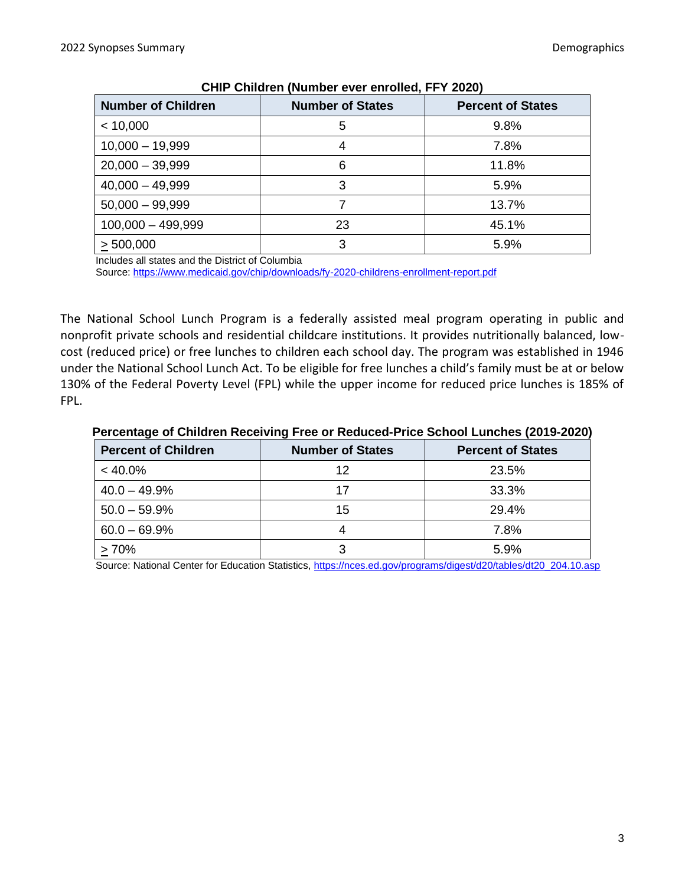**CHIP Children (Number ever enrolled, FFY 2020)**

| Number of Children | Number of States | Percent of States |
|---|---|---|
| < 10,000 | 5 | 9.8% |
| 10,000 – 19,999 | 4 | 7.8% |
| 20,000 – 39,999 | 6 | 11.8% |
| 40,000 – 49,999 | 3 | 5.9% |
| 50,000 – 99,999 | 7 | 13.7% |
| 100,000 – 499,999 | 23 | 45.1% |
| ≥ 500,000 | 3 | 5.9% |

Includes all states and the District of Columbia
Source: https://www.medicaid.gov/chip/downloads/fy-2020-childrens-enrollment-report.pdf

The National School Lunch Program is a federally assisted meal program operating in public and nonprofit private schools and residential childcare institutions. It provides nutritionally balanced, low-cost (reduced price) or free lunches to children each school day. The program was established in 1946 under the National School Lunch Act. To be eligible for free lunches a child's family must be at or below 130% of the Federal Poverty Level (FPL) while the upper income for reduced price lunches is 185% of FPL.

**Percentage of Children Receiving Free or Reduced-Price School Lunches (2019-2020)**

| Percent of Children | Number of States | Percent of States |
|---|---|---|
| < 40.0% | 12 | 23.5% |
| 40.0 – 49.9% | 17 | 33.3% |
| 50.0 – 59.9% | 15 | 29.4% |
| 60.0 – 69.9% | 4 | 7.8% |
| ≥ 70% | 3 | 5.9% |

Source: National Center for Education Statistics, https://nces.ed.gov/programs/digest/d20/tables/dt20_204.10.asp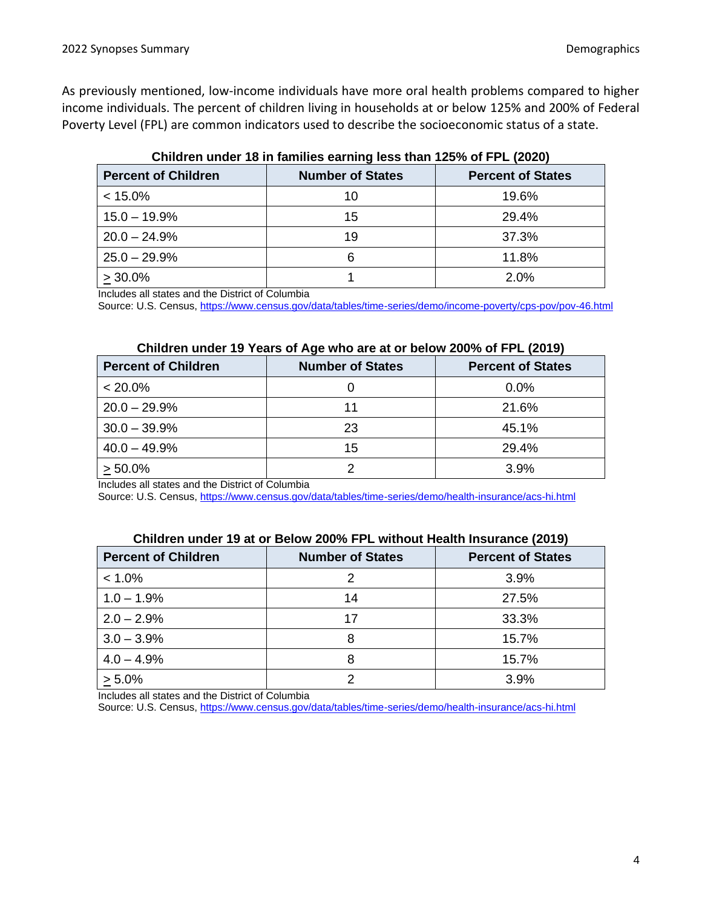As previously mentioned, low-income individuals have more oral health problems compared to higher income individuals. The percent of children living in households at or below 125% and 200% of Federal Poverty Level (FPL) are common indicators used to describe the socioeconomic status of a state.

**Children under 18 in families earning less than 125% of FPL (2020)**

| Percent of Children | Number of States | Percent of States |
|---|---|---|
| < 15.0% | 10 | 19.6% |
| 15.0 – 19.9% | 15 | 29.4% |
| 20.0 – 24.9% | 19 | 37.3% |
| 25.0 – 29.9% | 6 | 11.8% |
| ≥ 30.0% | 1 | 2.0% |

Includes all states and the District of Columbia
Source: U.S. Census, https://www.census.gov/data/tables/time-series/demo/income-poverty/cps-pov/pov-46.html

**Children under 19 Years of Age who are at or below 200% of FPL (2019)**

| Percent of Children | Number of States | Percent of States |
|---|---|---|
| < 20.0% | 0 | 0.0% |
| 20.0 – 29.9% | 11 | 21.6% |
| 30.0 – 39.9% | 23 | 45.1% |
| 40.0 – 49.9% | 15 | 29.4% |
| ≥ 50.0% | 2 | 3.9% |

Includes all states and the District of Columbia
Source: U.S. Census, https://www.census.gov/data/tables/time-series/demo/health-insurance/acs-hi.html

**Children under 19 at or Below 200% FPL without Health Insurance (2019)**

| Percent of Children | Number of States | Percent of States |
|---|---|---|
| < 1.0% | 2 | 3.9% |
| 1.0 – 1.9% | 14 | 27.5% |
| 2.0 – 2.9% | 17 | 33.3% |
| 3.0 – 3.9% | 8 | 15.7% |
| 4.0 – 4.9% | 8 | 15.7% |
| ≥ 5.0% | 2 | 3.9% |

Includes all states and the District of Columbia
Source: U.S. Census, https://www.census.gov/data/tables/time-series/demo/health-insurance/acs-hi.html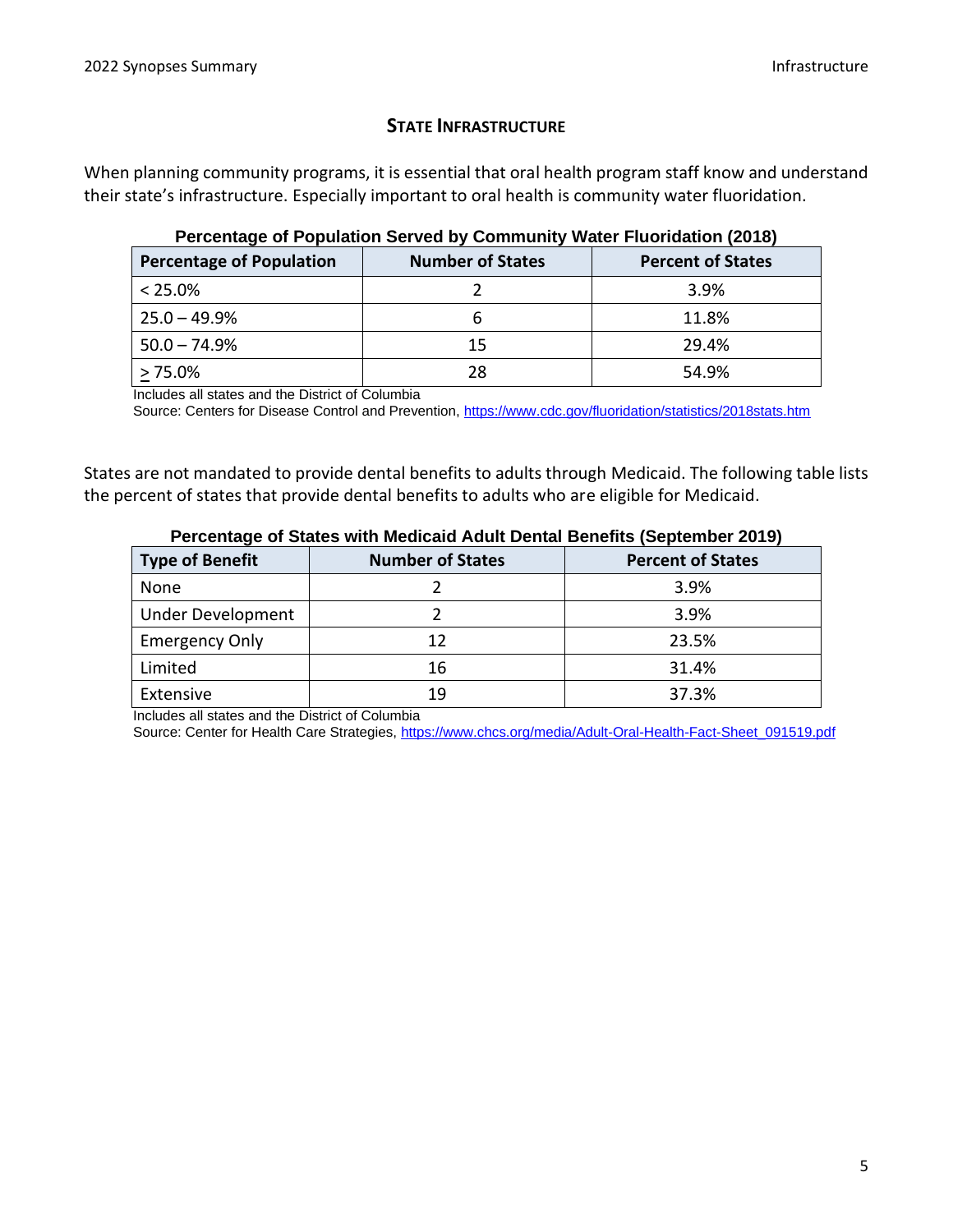## State Infrastructure

When planning community programs, it is essential that oral health program staff know and understand their state's infrastructure. Especially important to oral health is community water fluoridation.

**Percentage of Population Served by Community Water Fluoridation (2018)**

| Percentage of Population | Number of States | Percent of States |
|---|---|---|
| < 25.0% | 2 | 3.9% |
| 25.0 – 49.9% | 6 | 11.8% |
| 50.0 – 74.9% | 15 | 29.4% |
| ≥ 75.0% | 28 | 54.9% |

Includes all states and the District of Columbia

Source: Centers for Disease Control and Prevention, https://www.cdc.gov/fluoridation/statistics/2018stats.htm

States are not mandated to provide dental benefits to adults through Medicaid. The following table lists the percent of states that provide dental benefits to adults who are eligible for Medicaid.

**Percentage of States with Medicaid Adult Dental Benefits (September 2019)**

| Type of Benefit | Number of States | Percent of States |
|---|---|---|
| None | 2 | 3.9% |
| Under Development | 2 | 3.9% |
| Emergency Only | 12 | 23.5% |
| Limited | 16 | 31.4% |
| Extensive | 19 | 37.3% |

Includes all states and the District of Columbia

Source: Center for Health Care Strategies, https://www.chcs.org/media/Adult-Oral-Health-Fact-Sheet_091519.pdf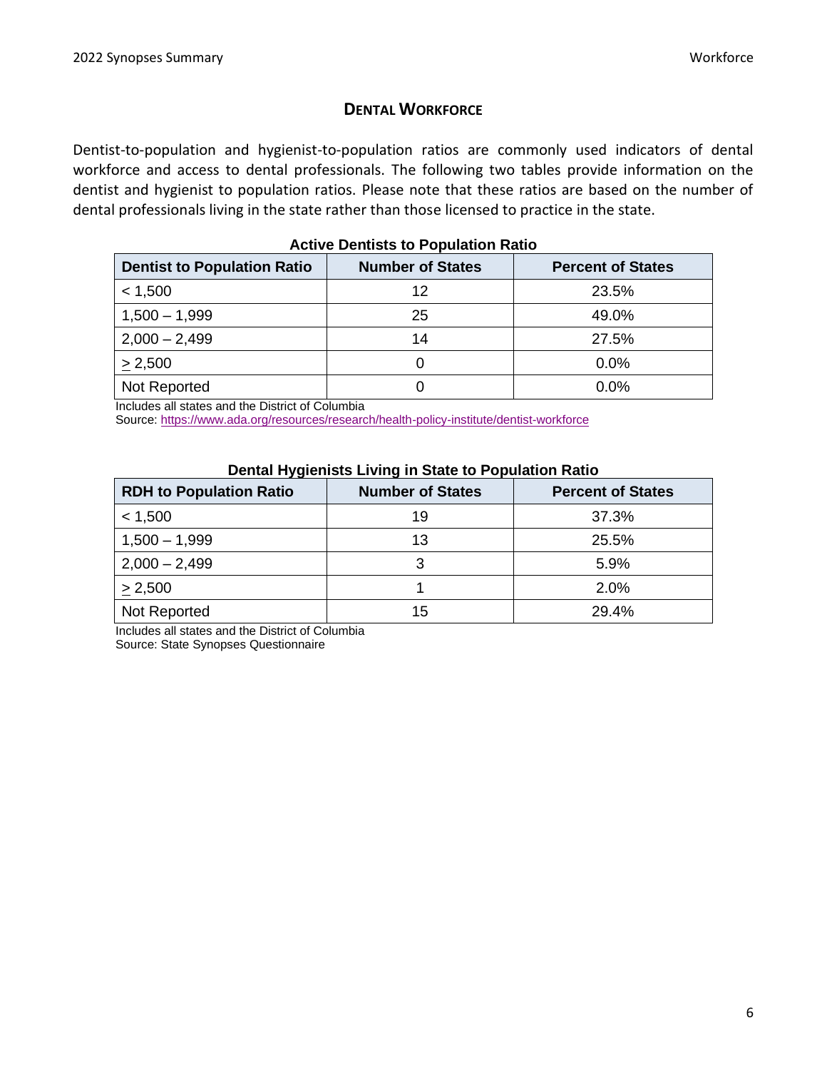## DENTAL WORKFORCE

Dentist-to-population and hygienist-to-population ratios are commonly used indicators of dental workforce and access to dental professionals. The following two tables provide information on the dentist and hygienist to population ratios. Please note that these ratios are based on the number of dental professionals living in the state rather than those licensed to practice in the state.

**Active Dentists to Population Ratio**

| Dentist to Population Ratio | Number of States | Percent of States |
|---|---|---|
| < 1,500 | 12 | 23.5% |
| 1,500 – 1,999 | 25 | 49.0% |
| 2,000 – 2,499 | 14 | 27.5% |
| ≥ 2,500 | 0 | 0.0% |
| Not Reported | 0 | 0.0% |

Includes all states and the District of Columbia
Source: https://www.ada.org/resources/research/health-policy-institute/dentist-workforce

**Dental Hygienists Living in State to Population Ratio**

| RDH to Population Ratio | Number of States | Percent of States |
|---|---|---|
| < 1,500 | 19 | 37.3% |
| 1,500 – 1,999 | 13 | 25.5% |
| 2,000 – 2,499 | 3 | 5.9% |
| ≥ 2,500 | 1 | 2.0% |
| Not Reported | 15 | 29.4% |

Includes all states and the District of Columbia
Source: State Synopses Questionnaire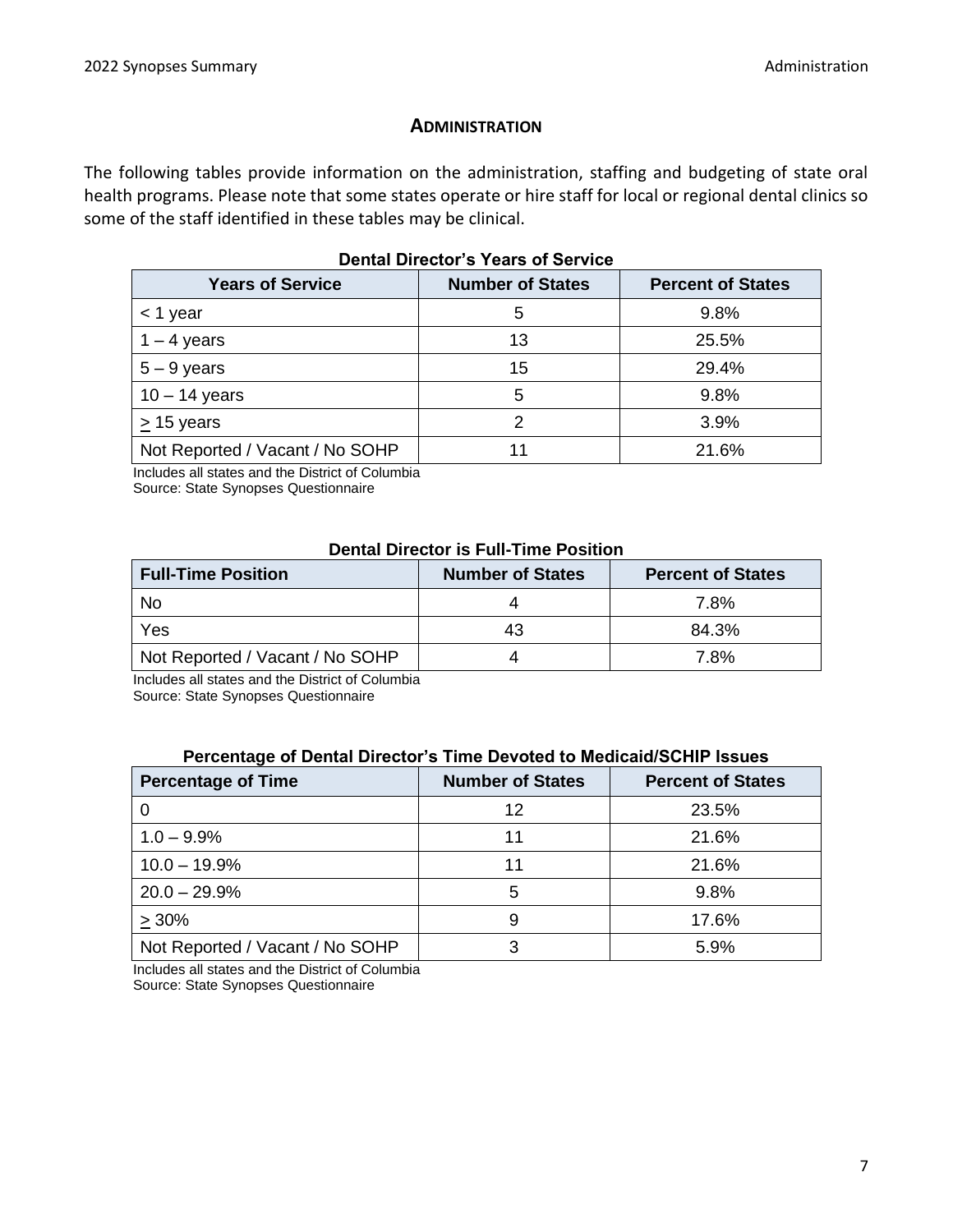## ADMINISTRATION

The following tables provide information on the administration, staffing and budgeting of state oral health programs. Please note that some states operate or hire staff for local or regional dental clinics so some of the staff identified in these tables may be clinical.

**Dental Director's Years of Service**

| Years of Service | Number of States | Percent of States |
|---|---|---|
| < 1 year | 5 | 9.8% |
| 1 – 4 years | 13 | 25.5% |
| 5 – 9 years | 15 | 29.4% |
| 10 – 14 years | 5 | 9.8% |
| ≥ 15 years | 2 | 3.9% |
| Not Reported / Vacant / No SOHP | 11 | 21.6% |

Includes all states and the District of Columbia
Source: State Synopses Questionnaire

**Dental Director is Full-Time Position**

| Full-Time Position | Number of States | Percent of States |
|---|---|---|
| No | 4 | 7.8% |
| Yes | 43 | 84.3% |
| Not Reported / Vacant / No SOHP | 4 | 7.8% |

Includes all states and the District of Columbia
Source: State Synopses Questionnaire

**Percentage of Dental Director's Time Devoted to Medicaid/SCHIP Issues**

| Percentage of Time | Number of States | Percent of States |
|---|---|---|
| 0 | 12 | 23.5% |
| 1.0 – 9.9% | 11 | 21.6% |
| 10.0 – 19.9% | 11 | 21.6% |
| 20.0 – 29.9% | 5 | 9.8% |
| ≥ 30% | 9 | 17.6% |
| Not Reported / Vacant / No SOHP | 3 | 5.9% |

Includes all states and the District of Columbia
Source: State Synopses Questionnaire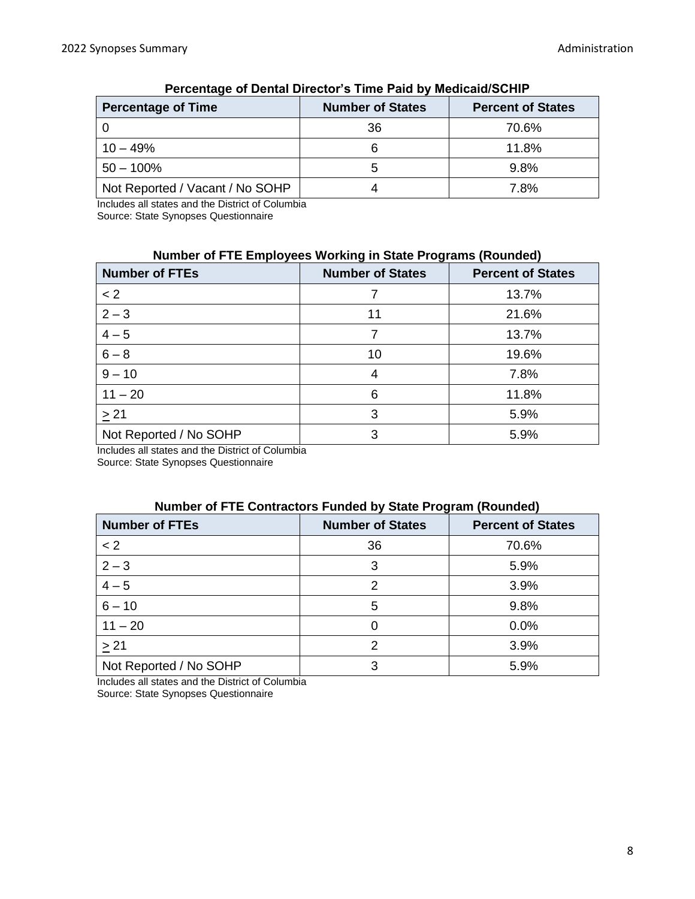**Percentage of Dental Director's Time Paid by Medicaid/SCHIP**

| Percentage of Time | Number of States | Percent of States |
|---|---|---|
| 0 | 36 | 70.6% |
| 10 – 49% | 6 | 11.8% |
| 50 – 100% | 5 | 9.8% |
| Not Reported / Vacant / No SOHP | 4 | 7.8% |

Includes all states and the District of Columbia
Source: State Synopses Questionnaire

**Number of FTE Employees Working in State Programs (Rounded)**

| Number of FTEs | Number of States | Percent of States |
|---|---|---|
| < 2 | 7 | 13.7% |
| 2 – 3 | 11 | 21.6% |
| 4 – 5 | 7 | 13.7% |
| 6 – 8 | 10 | 19.6% |
| 9 – 10 | 4 | 7.8% |
| 11 – 20 | 6 | 11.8% |
| ≥ 21 | 3 | 5.9% |
| Not Reported / No SOHP | 3 | 5.9% |

Includes all states and the District of Columbia
Source: State Synopses Questionnaire

**Number of FTE Contractors Funded by State Program (Rounded)**

| Number of FTEs | Number of States | Percent of States |
|---|---|---|
| < 2 | 36 | 70.6% |
| 2 – 3 | 3 | 5.9% |
| 4 – 5 | 2 | 3.9% |
| 6 – 10 | 5 | 9.8% |
| 11 – 20 | 0 | 0.0% |
| ≥ 21 | 2 | 3.9% |
| Not Reported / No SOHP | 3 | 5.9% |

Includes all states and the District of Columbia
Source: State Synopses Questionnaire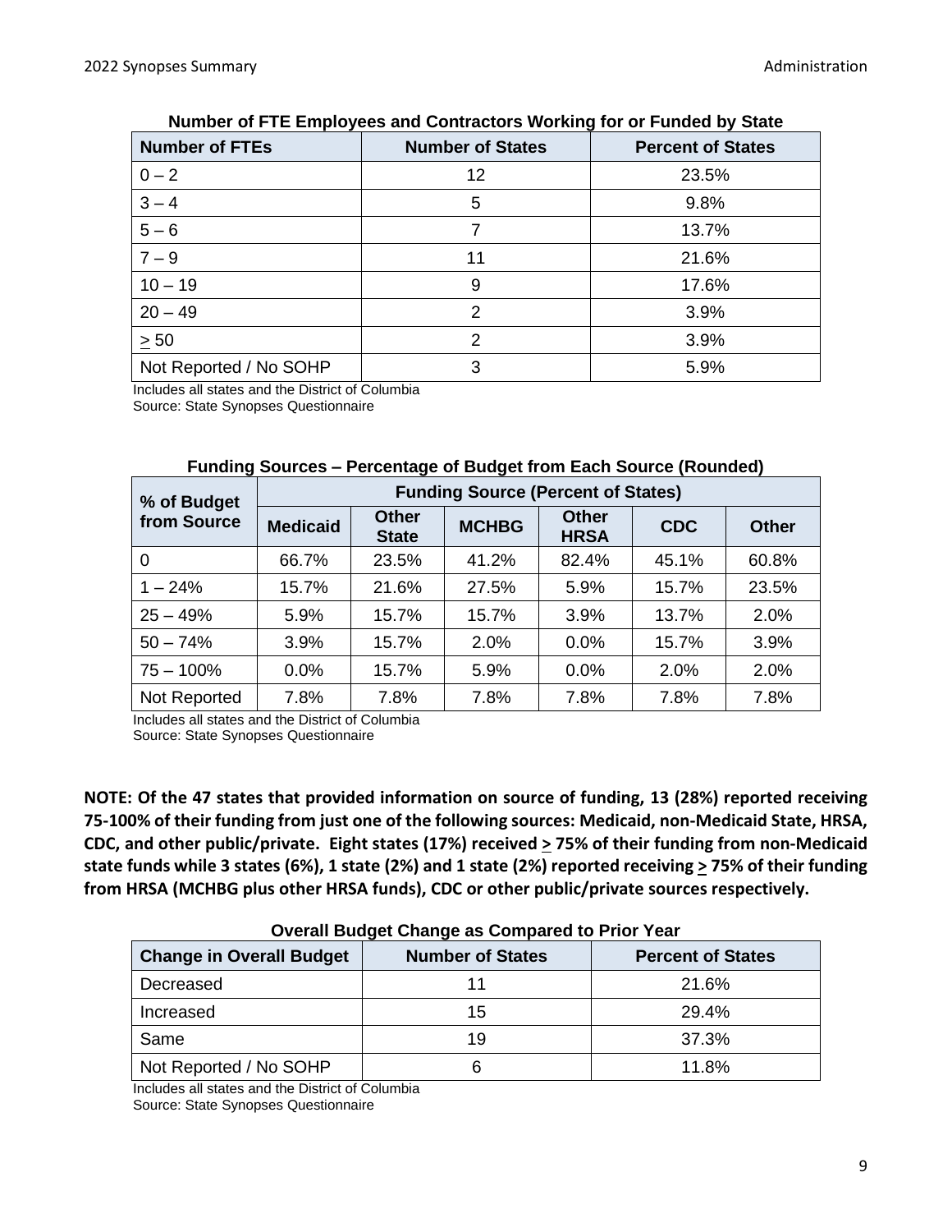**Number of FTE Employees and Contractors Working for or Funded by State**

| Number of FTEs | Number of States | Percent of States |
|---|---|---|
| 0 – 2 | 12 | 23.5% |
| 3 – 4 | 5 | 9.8% |
| 5 – 6 | 7 | 13.7% |
| 7 – 9 | 11 | 21.6% |
| 10 – 19 | 9 | 17.6% |
| 20 – 49 | 2 | 3.9% |
| ≥ 50 | 2 | 3.9% |
| Not Reported / No SOHP | 3 | 5.9% |

Includes all states and the District of Columbia
Source: State Synopses Questionnaire

**Funding Sources – Percentage of Budget from Each Source (Rounded)**

| % of Budget from Source | Funding Source (Percent of States) | | | | | |
|---|---|---|---|---|---|---|
| | Medicaid | Other State | MCHBG | Other HRSA | CDC | Other |
| 0 | 66.7% | 23.5% | 41.2% | 82.4% | 45.1% | 60.8% |
| 1 – 24% | 15.7% | 21.6% | 27.5% | 5.9% | 15.7% | 23.5% |
| 25 – 49% | 5.9% | 15.7% | 15.7% | 3.9% | 13.7% | 2.0% |
| 50 – 74% | 3.9% | 15.7% | 2.0% | 0.0% | 15.7% | 3.9% |
| 75 – 100% | 0.0% | 15.7% | 5.9% | 0.0% | 2.0% | 2.0% |
| Not Reported | 7.8% | 7.8% | 7.8% | 7.8% | 7.8% | 7.8% |

Includes all states and the District of Columbia
Source: State Synopses Questionnaire

**NOTE: Of the 47 states that provided information on source of funding, 13 (28%) reported receiving 75-100% of their funding from just one of the following sources: Medicaid, non-Medicaid State, HRSA, CDC, and other public/private. Eight states (17%) received ≥ 75% of their funding from non-Medicaid state funds while 3 states (6%), 1 state (2%) and 1 state (2%) reported receiving ≥ 75% of their funding from HRSA (MCHBG plus other HRSA funds), CDC or other public/private sources respectively.**

**Overall Budget Change as Compared to Prior Year**

| Change in Overall Budget | Number of States | Percent of States |
|---|---|---|
| Decreased | 11 | 21.6% |
| Increased | 15 | 29.4% |
| Same | 19 | 37.3% |
| Not Reported / No SOHP | 6 | 11.8% |

Includes all states and the District of Columbia
Source: State Synopses Questionnaire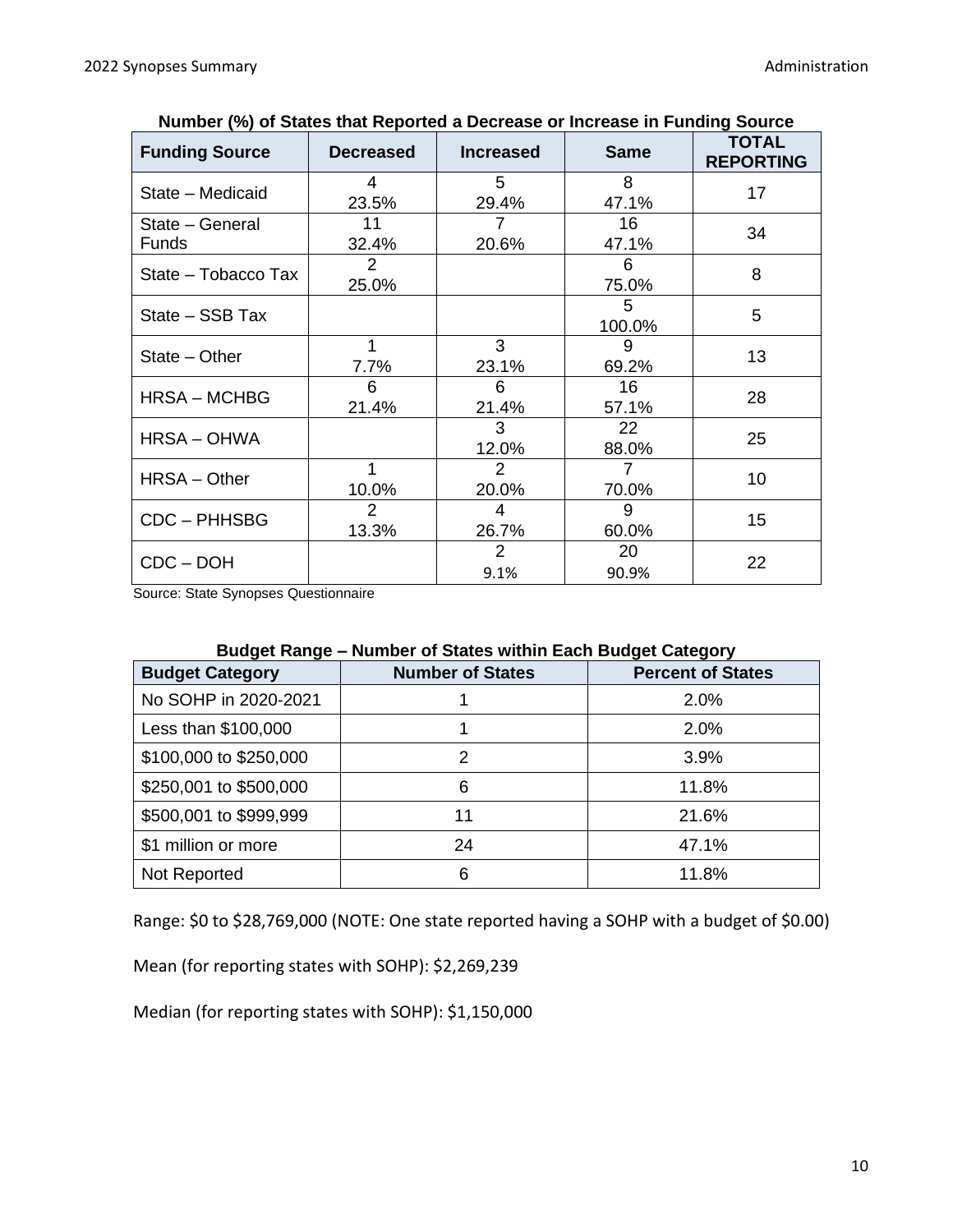**Number (%) of States that Reported a Decrease or Increase in Funding Source**

| Funding Source | Decreased | Increased | Same | TOTAL REPORTING |
|---|---|---|---|---|
| State – Medicaid | 4<br>23.5% | 5<br>29.4% | 8<br>47.1% | 17 |
| State – General Funds | 11<br>32.4% | 7<br>20.6% | 16<br>47.1% | 34 |
| State – Tobacco Tax | 2<br>25.0% | | 6<br>75.0% | 8 |
| State – SSB Tax | | | 5<br>100.0% | 5 |
| State – Other | 1<br>7.7% | 3<br>23.1% | 9<br>69.2% | 13 |
| HRSA – MCHBG | 6<br>21.4% | 6<br>21.4% | 16<br>57.1% | 28 |
| HRSA – OHWA | | 3<br>12.0% | 22<br>88.0% | 25 |
| HRSA – Other | 1<br>10.0% | 2<br>20.0% | 7<br>70.0% | 10 |
| CDC – PHHSBG | 2<br>13.3% | 4<br>26.7% | 9<br>60.0% | 15 |
| CDC – DOH | | 2<br>9.1% | 20<br>90.9% | 22 |

Source: State Synopses Questionnaire

**Budget Range – Number of States within Each Budget Category**

| Budget Category | Number of States | Percent of States |
|---|---|---|
| No SOHP in 2020-2021 | 1 | 2.0% |
| Less than $100,000 | 1 | 2.0% |
| $100,000 to $250,000 | 2 | 3.9% |
| $250,001 to $500,000 | 6 | 11.8% |
| $500,001 to $999,999 | 11 | 21.6% |
| $1 million or more | 24 | 47.1% |
| Not Reported | 6 | 11.8% |

Range: $0 to $28,769,000 (NOTE: One state reported having a SOHP with a budget of $0.00)

Mean (for reporting states with SOHP): $2,269,239

Median (for reporting states with SOHP): $1,150,000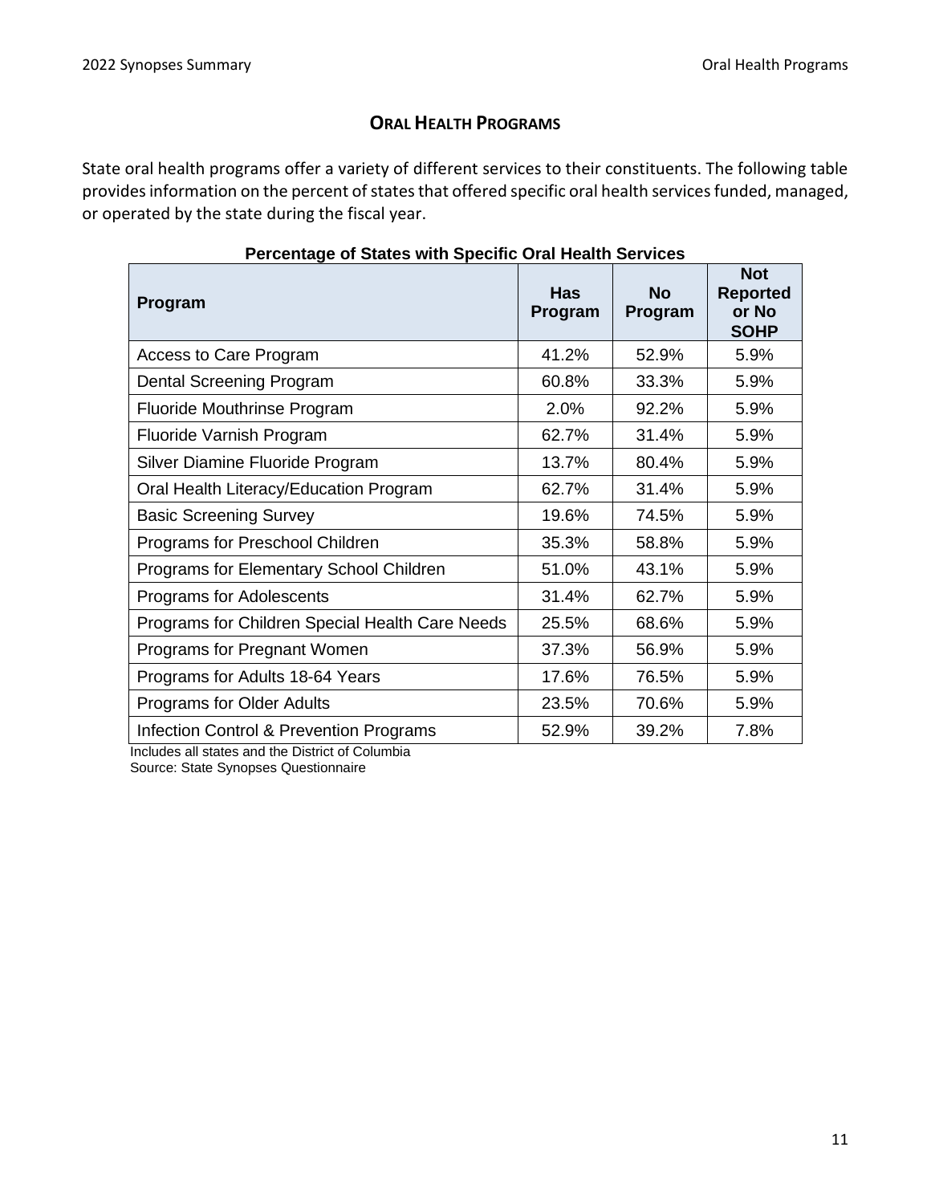# ORAL HEALTH PROGRAMS

State oral health programs offer a variety of different services to their constituents. The following table provides information on the percent of states that offered specific oral health services funded, managed, or operated by the state during the fiscal year.

**Percentage of States with Specific Oral Health Services**

| Program | Has Program | No Program | Not Reported or No SOHP |
|---|---|---|---|
| Access to Care Program | 41.2% | 52.9% | 5.9% |
| Dental Screening Program | 60.8% | 33.3% | 5.9% |
| Fluoride Mouthrinse Program | 2.0% | 92.2% | 5.9% |
| Fluoride Varnish Program | 62.7% | 31.4% | 5.9% |
| Silver Diamine Fluoride Program | 13.7% | 80.4% | 5.9% |
| Oral Health Literacy/Education Program | 62.7% | 31.4% | 5.9% |
| Basic Screening Survey | 19.6% | 74.5% | 5.9% |
| Programs for Preschool Children | 35.3% | 58.8% | 5.9% |
| Programs for Elementary School Children | 51.0% | 43.1% | 5.9% |
| Programs for Adolescents | 31.4% | 62.7% | 5.9% |
| Programs for Children Special Health Care Needs | 25.5% | 68.6% | 5.9% |
| Programs for Pregnant Women | 37.3% | 56.9% | 5.9% |
| Programs for Adults 18-64 Years | 17.6% | 76.5% | 5.9% |
| Programs for Older Adults | 23.5% | 70.6% | 5.9% |
| Infection Control & Prevention Programs | 52.9% | 39.2% | 7.8% |

Includes all states and the District of Columbia
Source: State Synopses Questionnaire